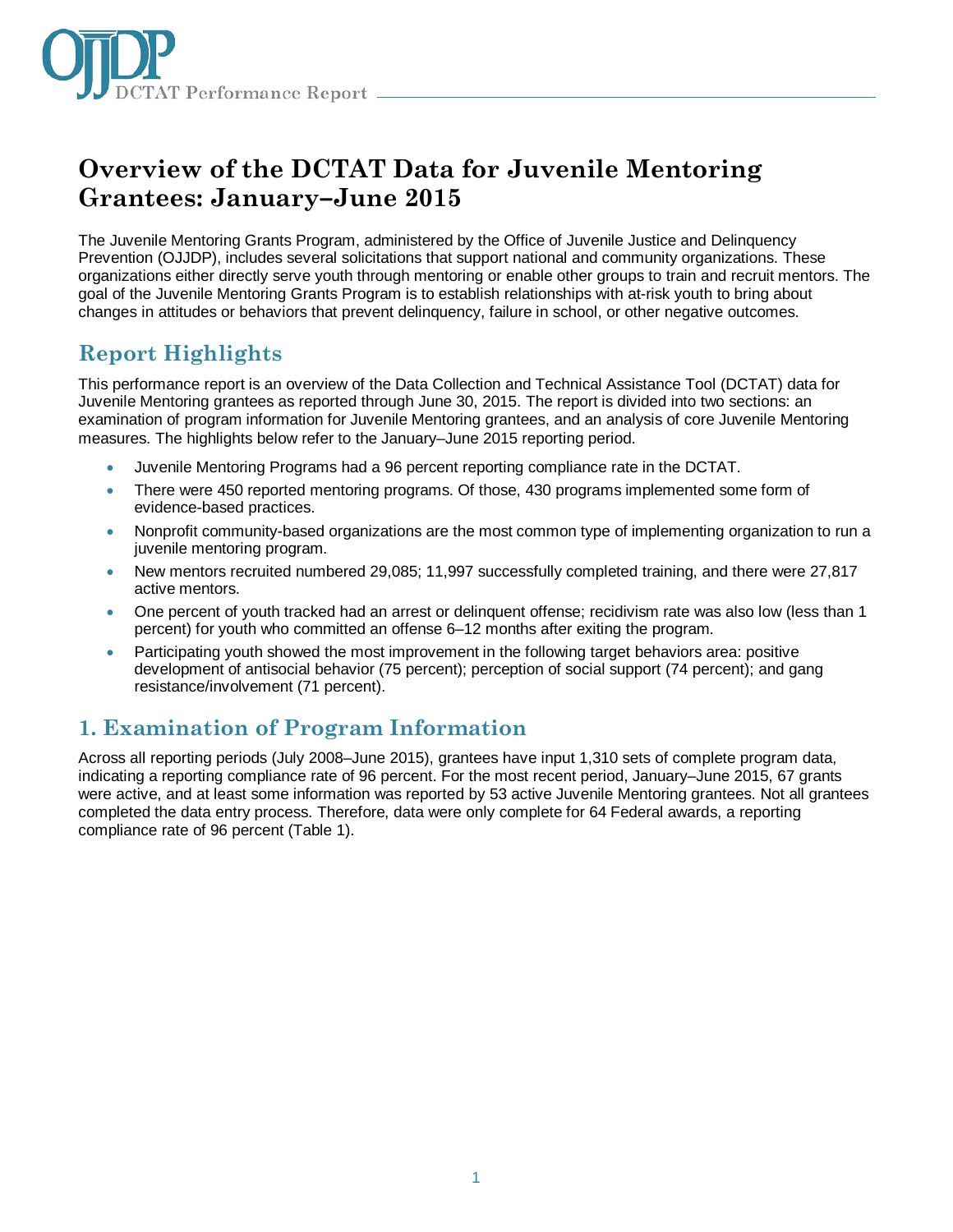# Overview of the DCTAT Data for Juvenile Mentoring Grantees: January–June 2015

The Juvenile Mentoring Grants Program, administered by the Office of Juvenile Justice and Delinquency Prevention (OJJDP), includes several solicitations that support national and community organizations. These organizations either directly serve youth through mentoring or enable other groups to train and recruit mentors. The goal of the Juvenile Mentoring Grants Program is to establish relationships with at-risk youth to bring about changes in attitudes or behaviors that prevent delinquency, failure in school, or other negative outcomes.

## Report Highlights

This performance report is an overview of the Data Collection and Technical Assistance Tool (DCTAT) data for Juvenile Mentoring grantees as reported through June 30, 2015. The report is divided into two sections: an examination of program information for Juvenile Mentoring grantees, and an analysis of core Juvenile Mentoring measures. The highlights below refer to the January–June 2015 reporting period.

- Juvenile Mentoring Programs had a 96 percent reporting compliance rate in the DCTAT.
- There were 450 reported mentoring programs. Of those, 430 programs implemented some form of evidence-based practices.
- Nonprofit community-based organizations are the most common type of implementing organization to run a juvenile mentoring program.
- New mentors recruited numbered 29,085; 11,997 successfully completed training, and there were 27,817 active mentors.
- One percent of youth tracked had an arrest or delinquent offense; recidivism rate was also low (less than 1 percent) for youth who committed an offense 6–12 months after exiting the program.
- Participating youth showed the most improvement in the following target behaviors area: positive development of antisocial behavior (75 percent); perception of social support (74 percent); and gang resistance/involvement (71 percent).

## 1. Examination of Program Information

Across all reporting periods (July 2008–June 2015), grantees have input 1,310 sets of complete program data, indicating a reporting compliance rate of 96 percent. For the most recent period, January–June 2015, 67 grants were active, and at least some information was reported by 53 active Juvenile Mentoring grantees. Not all grantees completed the data entry process. Therefore, data were only complete for 64 Federal awards, a reporting compliance rate of 96 percent (Table 1).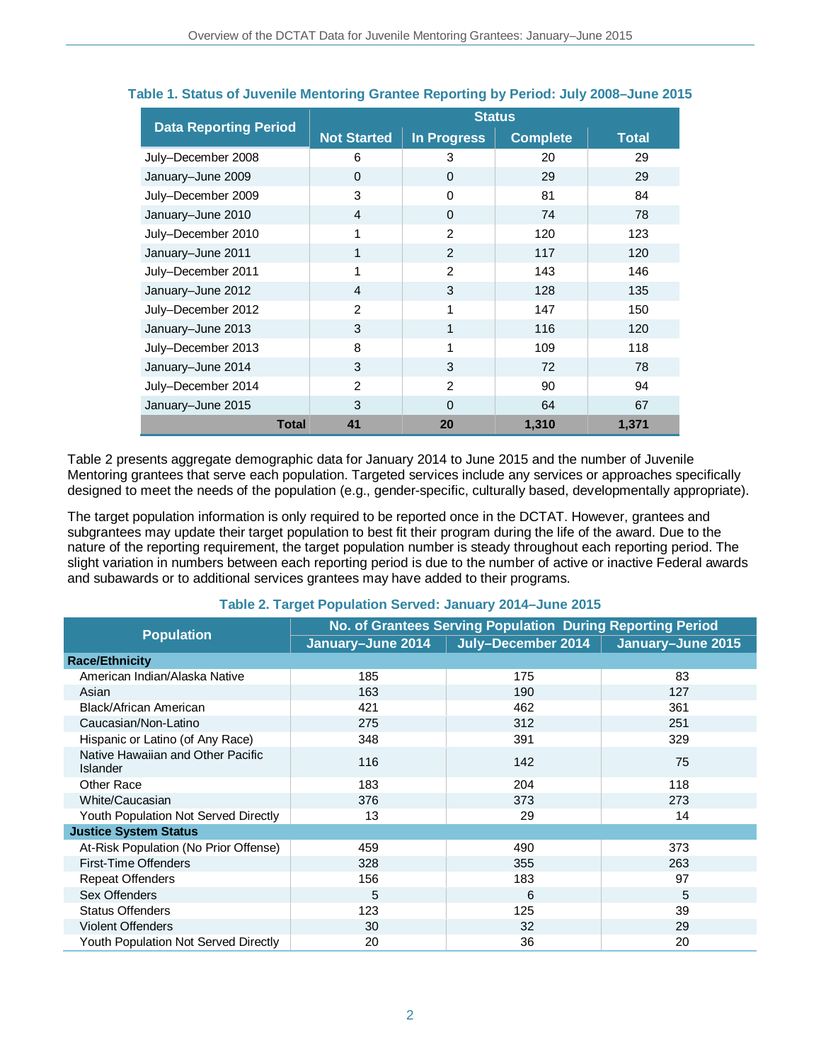**Table 1. Status of Juvenile Mentoring Grantee Reporting by Period: July 2008–June 2015**

| Data Reporting Period | Status | | | |
|---|---|---|---|---|
| | Not Started | In Progress | Complete | Total |
| July–December 2008 | 6 | 3 | 20 | 29 |
| January–June 2009 | 0 | 0 | 29 | 29 |
| July–December 2009 | 3 | 0 | 81 | 84 |
| January–June 2010 | 4 | 0 | 74 | 78 |
| July–December 2010 | 1 | 2 | 120 | 123 |
| January–June 2011 | 1 | 2 | 117 | 120 |
| July–December 2011 | 1 | 2 | 143 | 146 |
| January–June 2012 | 4 | 3 | 128 | 135 |
| July–December 2012 | 2 | 1 | 147 | 150 |
| January–June 2013 | 3 | 1 | 116 | 120 |
| July–December 2013 | 8 | 1 | 109 | 118 |
| January–June 2014 | 3 | 3 | 72 | 78 |
| July–December 2014 | 2 | 2 | 90 | 94 |
| January–June 2015 | 3 | 0 | 64 | 67 |
| **Total** | **41** | **20** | **1,310** | **1,371** |

Table 2 presents aggregate demographic data for January 2014 to June 2015 and the number of Juvenile Mentoring grantees that serve each population. Targeted services include any services or approaches specifically designed to meet the needs of the population (e.g., gender-specific, culturally based, developmentally appropriate).

The target population information is only required to be reported once in the DCTAT. However, grantees and subgrantees may update their target population to best fit their program during the life of the award. Due to the nature of the reporting requirement, the target population number is steady throughout each reporting period. The slight variation in numbers between each reporting period is due to the number of active or inactive Federal awards and subawards or to additional services grantees may have added to their programs.

**Table 2. Target Population Served: January 2014–June 2015**

| Population | No. of Grantees Serving Population During Reporting Period | | |
|---|---|---|---|
| | January–June 2014 | July–December 2014 | January–June 2015 |
| **Race/Ethnicity** | | | |
| American Indian/Alaska Native | 185 | 175 | 83 |
| Asian | 163 | 190 | 127 |
| Black/African American | 421 | 462 | 361 |
| Caucasian/Non-Latino | 275 | 312 | 251 |
| Hispanic or Latino (of Any Race) | 348 | 391 | 329 |
| Native Hawaiian and Other Pacific Islander | 116 | 142 | 75 |
| Other Race | 183 | 204 | 118 |
| White/Caucasian | 376 | 373 | 273 |
| Youth Population Not Served Directly | 13 | 29 | 14 |
| **Justice System Status** | | | |
| At-Risk Population (No Prior Offense) | 459 | 490 | 373 |
| First-Time Offenders | 328 | 355 | 263 |
| Repeat Offenders | 156 | 183 | 97 |
| Sex Offenders | 5 | 6 | 5 |
| Status Offenders | 123 | 125 | 39 |
| Violent Offenders | 30 | 32 | 29 |
| Youth Population Not Served Directly | 20 | 36 | 20 |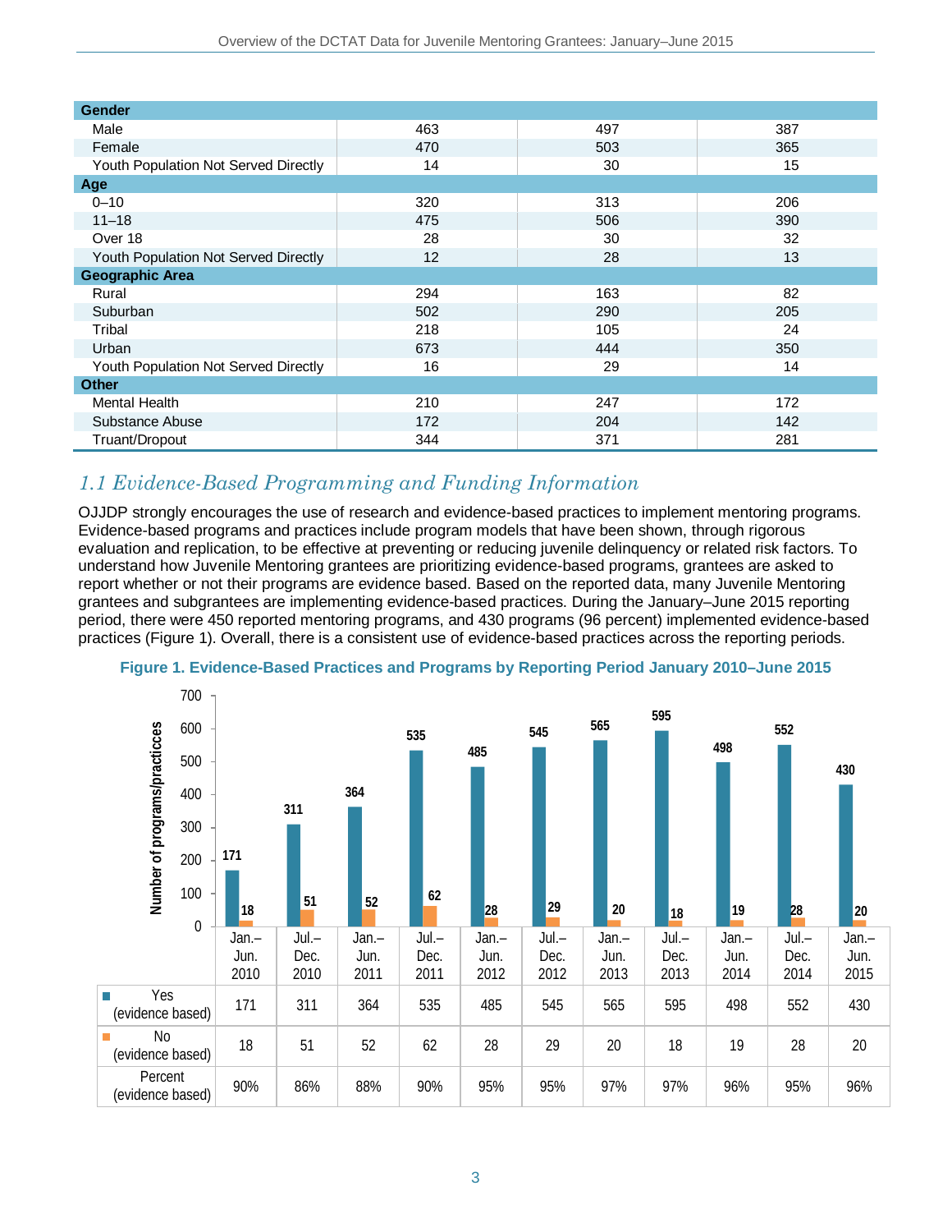| | | | |
|---|---|---|---|
| **Gender** | | | |
| Male | 463 | 497 | 387 |
| Female | 470 | 503 | 365 |
| Youth Population Not Served Directly | 14 | 30 | 15 |
| **Age** | | | |
| 0–10 | 320 | 313 | 206 |
| 11–18 | 475 | 506 | 390 |
| Over 18 | 28 | 30 | 32 |
| Youth Population Not Served Directly | 12 | 28 | 13 |
| **Geographic Area** | | | |
| Rural | 294 | 163 | 82 |
| Suburban | 502 | 290 | 205 |
| Tribal | 218 | 105 | 24 |
| Urban | 673 | 444 | 350 |
| Youth Population Not Served Directly | 16 | 29 | 14 |
| **Other** | | | |
| Mental Health | 210 | 247 | 172 |
| Substance Abuse | 172 | 204 | 142 |
| Truant/Dropout | 344 | 371 | 281 |

## *1.1 Evidence-Based Programming and Funding Information*

OJJDP strongly encourages the use of research and evidence-based practices to implement mentoring programs. Evidence-based programs and practices include program models that have been shown, through rigorous evaluation and replication, to be effective at preventing or reducing juvenile delinquency or related risk factors. To understand how Juvenile Mentoring grantees are prioritizing evidence-based programs, grantees are asked to report whether or not their programs are evidence based. Based on the reported data, many Juvenile Mentoring grantees and subgrantees are implementing evidence-based practices. During the January–June 2015 reporting period, there were 450 reported mentoring programs, and 430 programs (96 percent) implemented evidence-based practices (Figure 1). Overall, there is a consistent use of evidence-based practices across the reporting periods.

**Figure 1. Evidence-Based Practices and Programs by Reporting Period January 2010–June 2015**

| | Jan.–Jun. 2010 | Jul.–Dec. 2010 | Jan.–Jun. 2011 | Jul.–Dec. 2011 | Jan.–Jun. 2012 | Jul.–Dec. 2012 | Jan.–Jun. 2013 | Jul.–Dec. 2013 | Jan.–Jun. 2014 | Jul.–Dec. 2014 | Jan.–Jun. 2015 |
|---|---|---|---|---|---|---|---|---|---|---|---|
| Yes (evidence based) | 171 | 311 | 364 | 535 | 485 | 545 | 565 | 595 | 498 | 552 | 430 |
| No (evidence based) | 18 | 51 | 52 | 62 | 28 | 29 | 20 | 18 | 19 | 28 | 20 |
| Percent (evidence based) | 90% | 86% | 88% | 90% | 95% | 95% | 97% | 97% | 96% | 95% | 96% |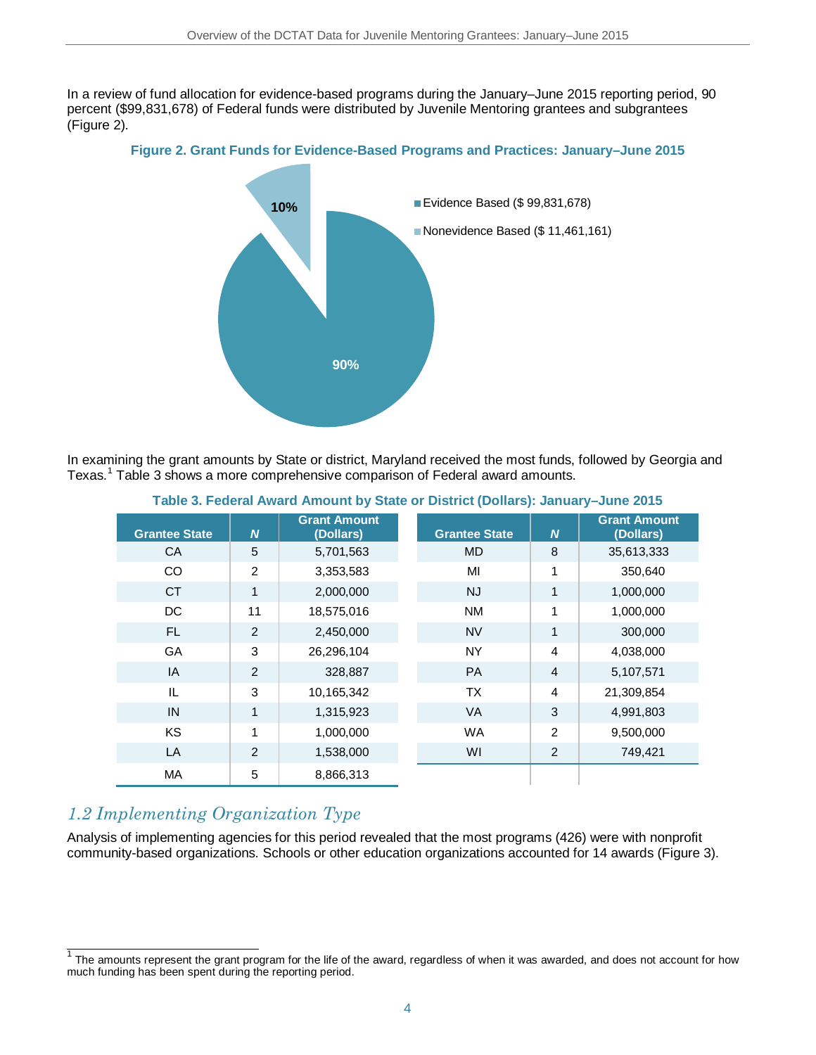In a review of fund allocation for evidence-based programs during the January–June 2015 reporting period, 90 percent ($99,831,678) of Federal funds were distributed by Juvenile Mentoring grantees and subgrantees (Figure 2).

**Figure 2. Grant Funds for Evidence-Based Programs and Practices: January–June 2015**

| Category | Amount | Percent |
|---|---|---|
| Evidence Based | $ 99,831,678 | 90% |
| Nonevidence Based | $ 11,461,161 | 10% |

In examining the grant amounts by State or district, Maryland received the most funds, followed by Georgia and Texas.[1] Table 3 shows a more comprehensive comparison of Federal award amounts.

**Table 3. Federal Award Amount by State or District (Dollars): January–June 2015**

| Grantee State | N | Grant Amount (Dollars) | Grantee State | N | Grant Amount (Dollars) |
|---|---|---|---|---|---|
| CA | 5 | 5,701,563 | MD | 8 | 35,613,333 |
| CO | 2 | 3,353,583 | MI | 1 | 350,640 |
| CT | 1 | 2,000,000 | NJ | 1 | 1,000,000 |
| DC | 11 | 18,575,016 | NM | 1 | 1,000,000 |
| FL | 2 | 2,450,000 | NV | 1 | 300,000 |
| GA | 3 | 26,296,104 | NY | 4 | 4,038,000 |
| IA | 2 | 328,887 | PA | 4 | 5,107,571 |
| IL | 3 | 10,165,342 | TX | 4 | 21,309,854 |
| IN | 1 | 1,315,923 | VA | 3 | 4,991,803 |
| KS | 1 | 1,000,000 | WA | 2 | 9,500,000 |
| LA | 2 | 1,538,000 | WI | 2 | 749,421 |
| MA | 5 | 8,866,313 | | | |

## *1.2 Implementing Organization Type*

Analysis of implementing agencies for this period revealed that the most programs (426) were with nonprofit community-based organizations. Schools or other education organizations accounted for 14 awards (Figure 3).

[1] The amounts represent the grant program for the life of the award, regardless of when it was awarded, and does not account for how much funding has been spent during the reporting period.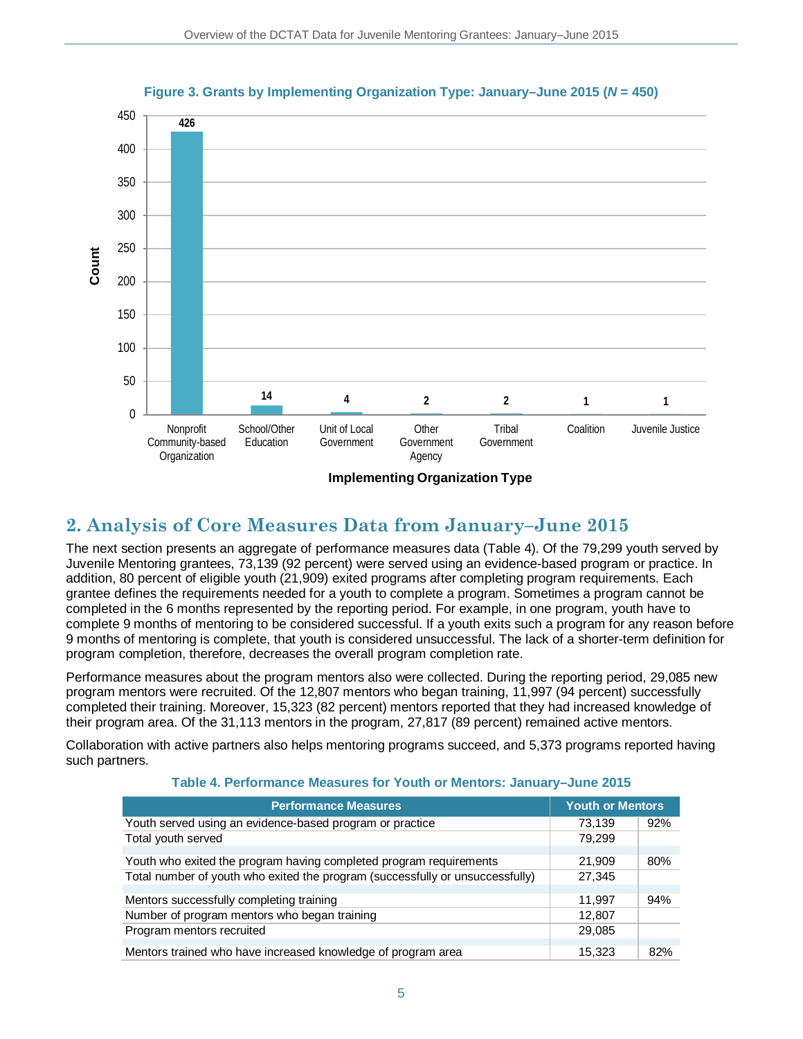**Figure 3. Grants by Implementing Organization Type: January–June 2015 (*N* = 450)**

| Implementing Organization Type | Count |
|---|---|
| Nonprofit Community-based Organization | 426 |
| School/Other Education | 14 |
| Unit of Local Government | 4 |
| Other Government Agency | 2 |
| Tribal Government | 2 |
| Coalition | 1 |
| Juvenile Justice | 1 |

## 2. Analysis of Core Measures Data from January–June 2015

The next section presents an aggregate of performance measures data (Table 4). Of the 79,299 youth served by Juvenile Mentoring grantees, 73,139 (92 percent) were served using an evidence-based program or practice. In addition, 80 percent of eligible youth (21,909) exited programs after completing program requirements. Each grantee defines the requirements needed for a youth to complete a program. Sometimes a program cannot be completed in the 6 months represented by the reporting period. For example, in one program, youth have to complete 9 months of mentoring to be considered successful. If a youth exits such a program for any reason before 9 months of mentoring is complete, that youth is considered unsuccessful. The lack of a shorter-term definition for program completion, therefore, decreases the overall program completion rate.

Performance measures about the program mentors also were collected. During the reporting period, 29,085 new program mentors were recruited. Of the 12,807 mentors who began training, 11,997 (94 percent) successfully completed their training. Moreover, 15,323 (82 percent) mentors reported that they had increased knowledge of their program area. Of the 31,113 mentors in the program, 27,817 (89 percent) remained active mentors.

Collaboration with active partners also helps mentoring programs succeed, and 5,373 programs reported having such partners.

**Table 4. Performance Measures for Youth or Mentors: January–June 2015**

| Performance Measures | Youth or Mentors | |
|---|---|---|
| Youth served using an evidence-based program or practice | 73,139 | 92% |
| Total youth served | 79,299 | |
| Youth who exited the program having completed program requirements | 21,909 | 80% |
| Total number of youth who exited the program (successfully or unsuccessfully) | 27,345 | |
| Mentors successfully completing training | 11,997 | 94% |
| Number of program mentors who began training | 12,807 | |
| Program mentors recruited | 29,085 | |
| Mentors trained who have increased knowledge of program area | 15,323 | 82% |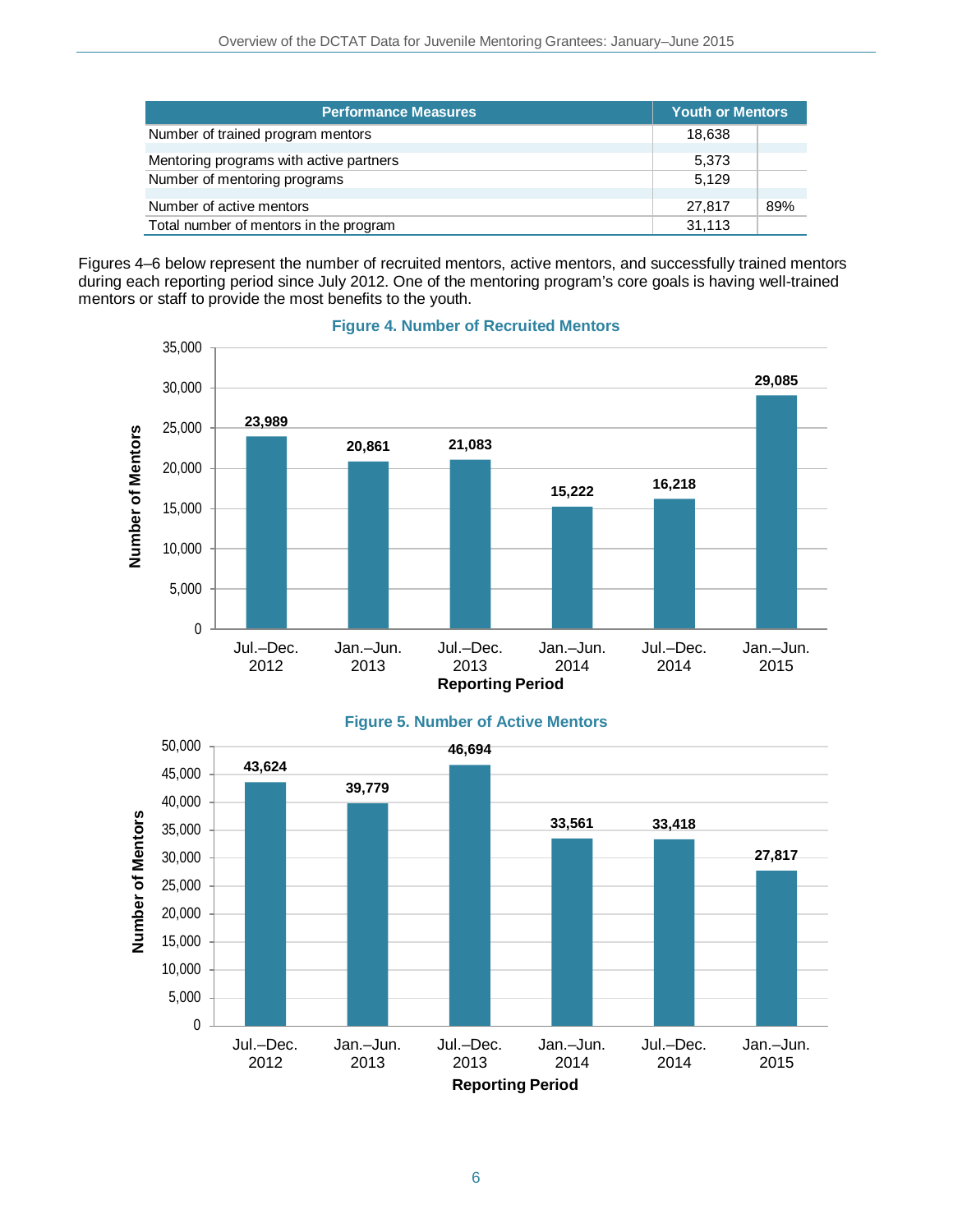| Performance Measures | Youth or Mentors | |
|---|---|---|
| Number of trained program mentors | 18,638 | |
| Mentoring programs with active partners | 5,373 | |
| Number of mentoring programs | 5,129 | |
| Number of active mentors | 27,817 | 89% |
| Total number of mentors in the program | 31,113 | |

Figures 4–6 below represent the number of recruited mentors, active mentors, and successfully trained mentors during each reporting period since July 2012. One of the mentoring program's core goals is having well-trained mentors or staff to provide the most benefits to the youth.

**Figure 4. Number of Recruited Mentors**

| Reporting Period | Number of Mentors |
|---|---|
| Jul.–Dec. 2012 | 23,989 |
| Jan.–Jun. 2013 | 20,861 |
| Jul.–Dec. 2013 | 21,083 |
| Jan.–Jun. 2014 | 15,222 |
| Jul.–Dec. 2014 | 16,218 |
| Jan.–Jun. 2015 | 29,085 |

**Figure 5. Number of Active Mentors**

| Reporting Period | Number of Mentors |
|---|---|
| Jul.–Dec. 2012 | 43,624 |
| Jan.–Jun. 2013 | 39,779 |
| Jul.–Dec. 2013 | 46,694 |
| Jan.–Jun. 2014 | 33,561 |
| Jul.–Dec. 2014 | 33,418 |
| Jan.–Jun. 2015 | 27,817 |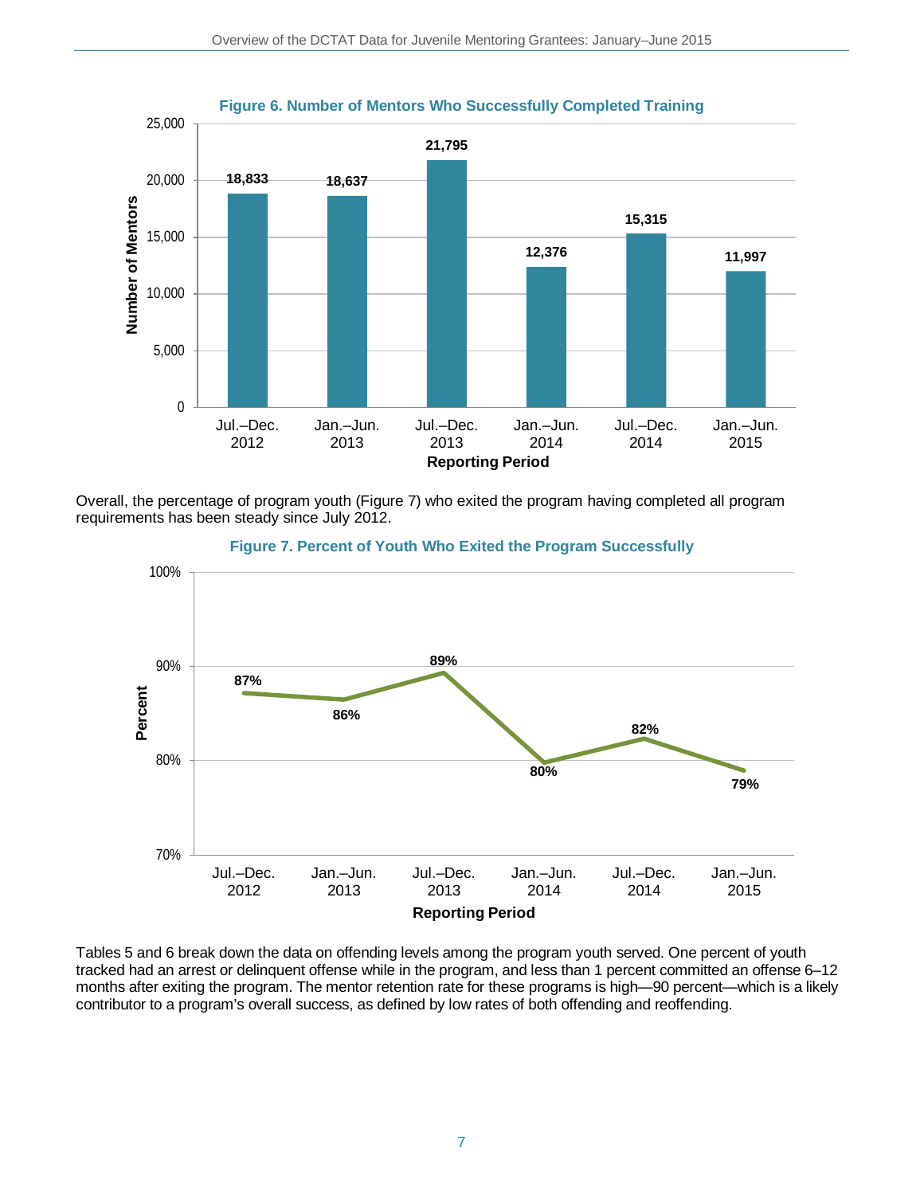**Figure 6. Number of Mentors Who Successfully Completed Training**

| Reporting Period | Number of Mentors |
| --- | --- |
| Jul.–Dec. 2012 | 18,833 |
| Jan.–Jun. 2013 | 18,637 |
| Jul.–Dec. 2013 | 21,795 |
| Jan.–Jun. 2014 | 12,376 |
| Jul.–Dec. 2014 | 15,315 |
| Jan.–Jun. 2015 | 11,997 |

Overall, the percentage of program youth (Figure 7) who exited the program having completed all program requirements has been steady since July 2012.

**Figure 7. Percent of Youth Who Exited the Program Successfully**

| Reporting Period | Percent |
| --- | --- |
| Jul.–Dec. 2012 | 87% |
| Jan.–Jun. 2013 | 86% |
| Jul.–Dec. 2013 | 89% |
| Jan.–Jun. 2014 | 80% |
| Jul.–Dec. 2014 | 82% |
| Jan.–Jun. 2015 | 79% |

Tables 5 and 6 break down the data on offending levels among the program youth served. One percent of youth tracked had an arrest or delinquent offense while in the program, and less than 1 percent committed an offense 6–12 months after exiting the program. The mentor retention rate for these programs is high—90 percent—which is a likely contributor to a program's overall success, as defined by low rates of both offending and reoffending.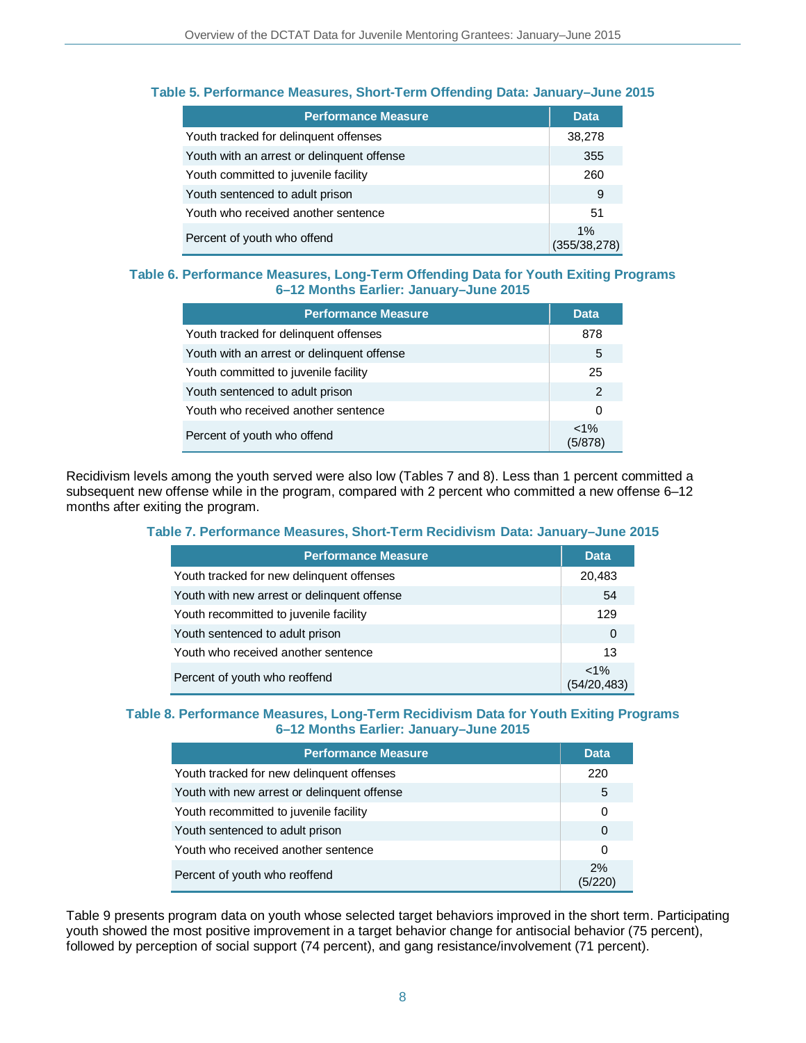**Table 5. Performance Measures, Short-Term Offending Data: January–June 2015**

| Performance Measure | Data |
|---|---|
| Youth tracked for delinquent offenses | 38,278 |
| Youth with an arrest or delinquent offense | 355 |
| Youth committed to juvenile facility | 260 |
| Youth sentenced to adult prison | 9 |
| Youth who received another sentence | 51 |
| Percent of youth who offend | 1% (355/38,278) |

**Table 6. Performance Measures, Long-Term Offending Data for Youth Exiting Programs 6–12 Months Earlier: January–June 2015**

| Performance Measure | Data |
|---|---|
| Youth tracked for delinquent offenses | 878 |
| Youth with an arrest or delinquent offense | 5 |
| Youth committed to juvenile facility | 25 |
| Youth sentenced to adult prison | 2 |
| Youth who received another sentence | 0 |
| Percent of youth who offend | <1% (5/878) |

Recidivism levels among the youth served were also low (Tables 7 and 8). Less than 1 percent committed a subsequent new offense while in the program, compared with 2 percent who committed a new offense 6–12 months after exiting the program.

**Table 7. Performance Measures, Short-Term Recidivism Data: January–June 2015**

| Performance Measure | Data |
|---|---|
| Youth tracked for new delinquent offenses | 20,483 |
| Youth with new arrest or delinquent offense | 54 |
| Youth recommitted to juvenile facility | 129 |
| Youth sentenced to adult prison | 0 |
| Youth who received another sentence | 13 |
| Percent of youth who reoffend | <1% (54/20,483) |

**Table 8. Performance Measures, Long-Term Recidivism Data for Youth Exiting Programs 6–12 Months Earlier: January–June 2015**

| Performance Measure | Data |
|---|---|
| Youth tracked for new delinquent offenses | 220 |
| Youth with new arrest or delinquent offense | 5 |
| Youth recommitted to juvenile facility | 0 |
| Youth sentenced to adult prison | 0 |
| Youth who received another sentence | 0 |
| Percent of youth who reoffend | 2% (5/220) |

Table 9 presents program data on youth whose selected target behaviors improved in the short term. Participating youth showed the most positive improvement in a target behavior change for antisocial behavior (75 percent), followed by perception of social support (74 percent), and gang resistance/involvement (71 percent).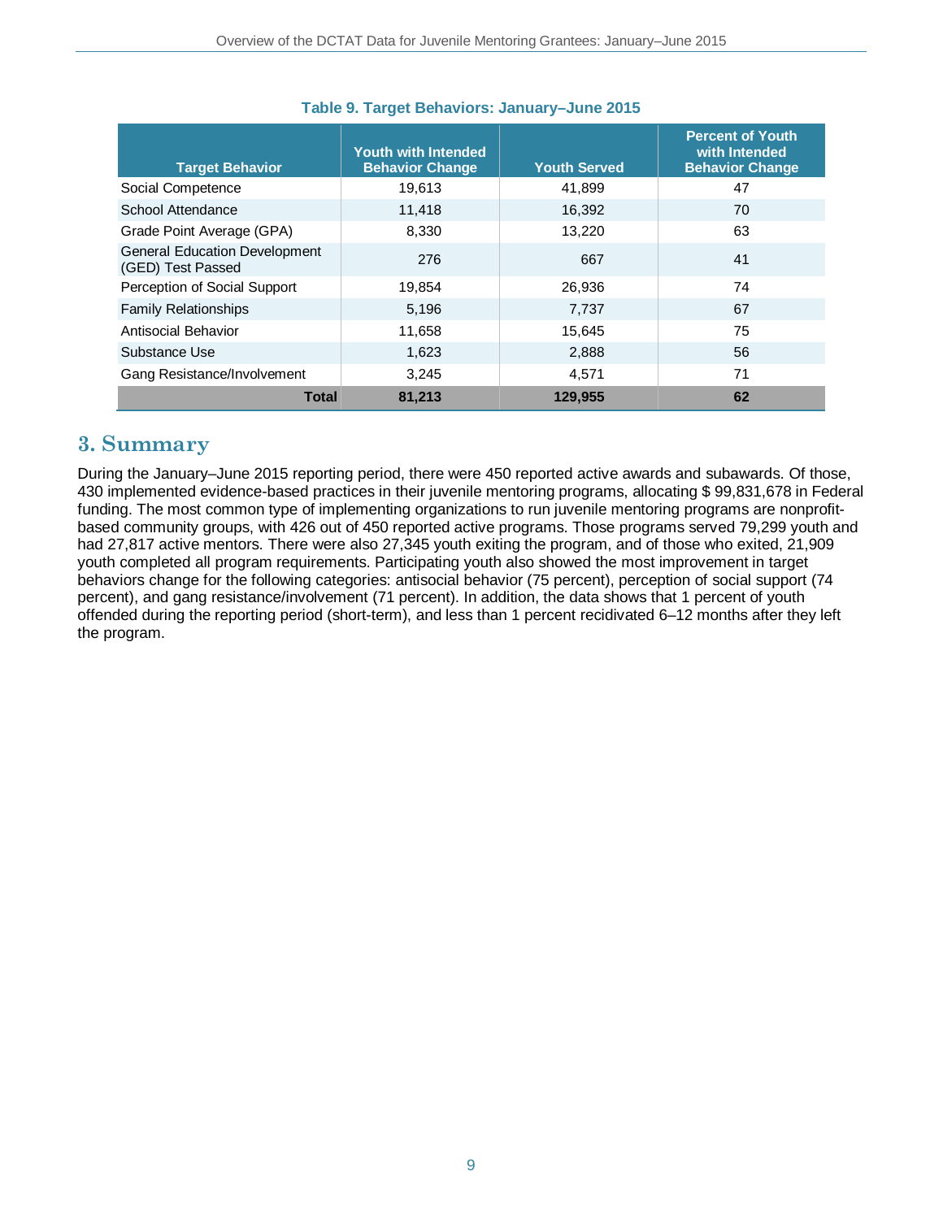**Table 9. Target Behaviors: January–June 2015**

| Target Behavior | Youth with Intended Behavior Change | Youth Served | Percent of Youth with Intended Behavior Change |
|---|---|---|---|
| Social Competence | 19,613 | 41,899 | 47 |
| School Attendance | 11,418 | 16,392 | 70 |
| Grade Point Average (GPA) | 8,330 | 13,220 | 63 |
| General Education Development (GED) Test Passed | 276 | 667 | 41 |
| Perception of Social Support | 19,854 | 26,936 | 74 |
| Family Relationships | 5,196 | 7,737 | 67 |
| Antisocial Behavior | 11,658 | 15,645 | 75 |
| Substance Use | 1,623 | 2,888 | 56 |
| Gang Resistance/Involvement | 3,245 | 4,571 | 71 |
| **Total** | **81,213** | **129,955** | **62** |

## 3. Summary

During the January–June 2015 reporting period, there were 450 reported active awards and subawards. Of those, 430 implemented evidence-based practices in their juvenile mentoring programs, allocating $ 99,831,678 in Federal funding. The most common type of implementing organizations to run juvenile mentoring programs are nonprofit-based community groups, with 426 out of 450 reported active programs. Those programs served 79,299 youth and had 27,817 active mentors. There were also 27,345 youth exiting the program, and of those who exited, 21,909 youth completed all program requirements. Participating youth also showed the most improvement in target behaviors change for the following categories: antisocial behavior (75 percent), perception of social support (74 percent), and gang resistance/involvement (71 percent). In addition, the data shows that 1 percent of youth offended during the reporting period (short-term), and less than 1 percent recidivated 6–12 months after they left the program.